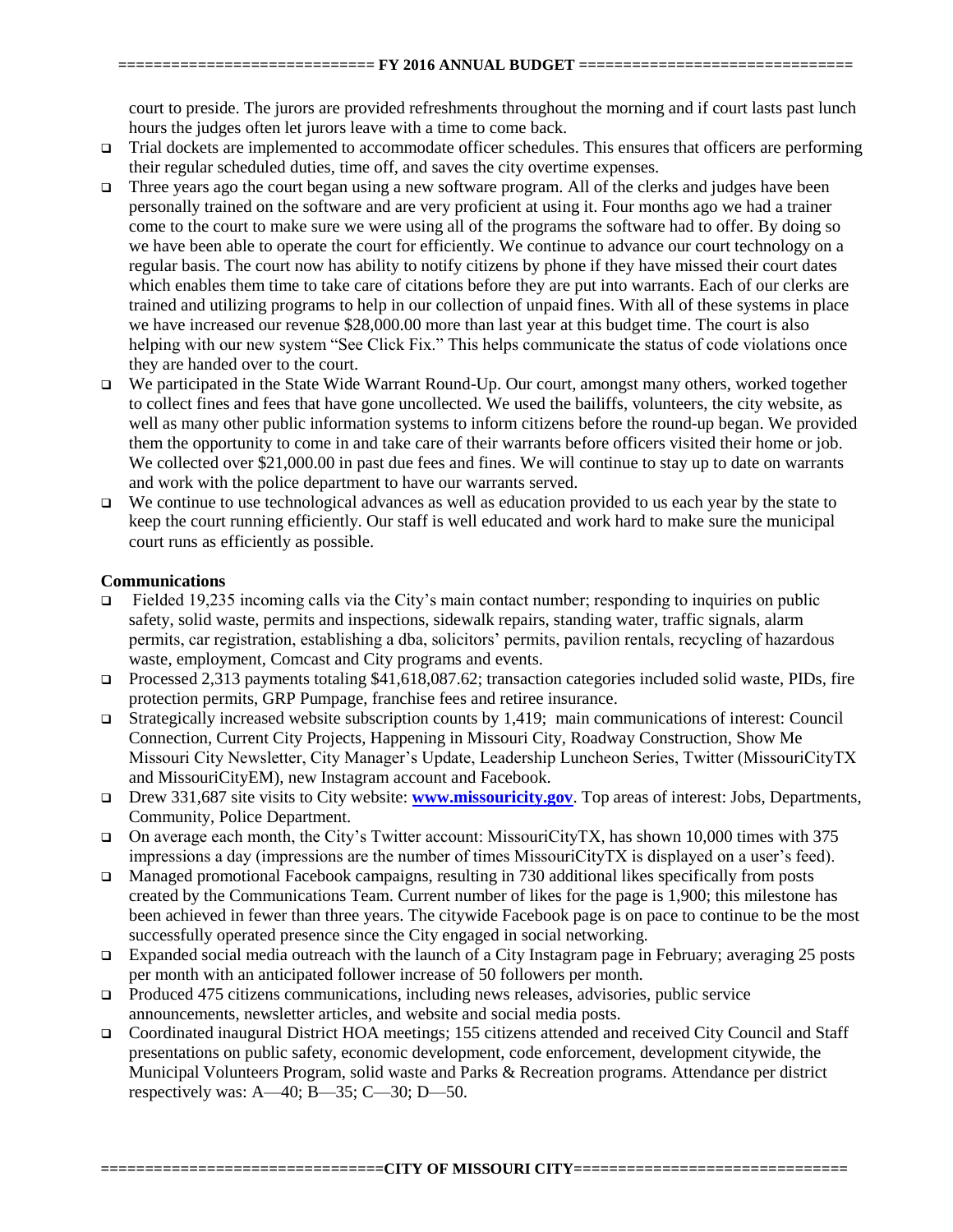court to preside. The jurors are provided refreshments throughout the morning and if court lasts past lunch hours the judges often let jurors leave with a time to come back.

- Trial dockets are implemented to accommodate officer schedules. This ensures that officers are performing their regular scheduled duties, time off, and saves the city overtime expenses.
- Three years ago the court began using a new software program. All of the clerks and judges have been personally trained on the software and are very proficient at using it. Four months ago we had a trainer come to the court to make sure we were using all of the programs the software had to offer. By doing so we have been able to operate the court for efficiently. We continue to advance our court technology on a regular basis. The court now has ability to notify citizens by phone if they have missed their court dates which enables them time to take care of citations before they are put into warrants. Each of our clerks are trained and utilizing programs to help in our collection of unpaid fines. With all of these systems in place we have increased our revenue $28,000.00 more than last year at this budget time. The court is also helping with our new system "See Click Fix." This helps communicate the status of code violations once they are handed over to the court.
- We participated in the State Wide Warrant Round-Up. Our court, amongst many others, worked together to collect fines and fees that have gone uncollected. We used the bailiffs, volunteers, the city website, as well as many other public information systems to inform citizens before the round-up began. We provided them the opportunity to come in and take care of their warrants before officers visited their home or job. We collected over $21,000.00 in past due fees and fines. We will continue to stay up to date on warrants and work with the police department to have our warrants served.
- We continue to use technological advances as well as education provided to us each year by the state to keep the court running efficiently. Our staff is well educated and work hard to make sure the municipal court runs as efficiently as possible.

**Communications**

- Fielded 19,235 incoming calls via the City's main contact number; responding to inquiries on public safety, solid waste, permits and inspections, sidewalk repairs, standing water, traffic signals, alarm permits, car registration, establishing a dba, solicitors' permits, pavilion rentals, recycling of hazardous waste, employment, Comcast and City programs and events.
- Processed 2,313 payments totaling $41,618,087.62; transaction categories included solid waste, PIDs, fire protection permits, GRP Pumpage, franchise fees and retiree insurance.
- Strategically increased website subscription counts by 1,419; main communications of interest: Council Connection, Current City Projects, Happening in Missouri City, Roadway Construction, Show Me Missouri City Newsletter, City Manager's Update, Leadership Luncheon Series, Twitter (MissouriCityTX and MissouriCityEM), new Instagram account and Facebook.
- Drew 331,687 site visits to City website: **www.missouricity.gov**. Top areas of interest: Jobs, Departments, Community, Police Department.
- On average each month, the City's Twitter account: MissouriCityTX, has shown 10,000 times with 375 impressions a day (impressions are the number of times MissouriCityTX is displayed on a user's feed).
- Managed promotional Facebook campaigns, resulting in 730 additional likes specifically from posts created by the Communications Team. Current number of likes for the page is 1,900; this milestone has been achieved in fewer than three years. The citywide Facebook page is on pace to continue to be the most successfully operated presence since the City engaged in social networking.
- Expanded social media outreach with the launch of a City Instagram page in February; averaging 25 posts per month with an anticipated follower increase of 50 followers per month.
- Produced 475 citizens communications, including news releases, advisories, public service announcements, newsletter articles, and website and social media posts.
- Coordinated inaugural District HOA meetings; 155 citizens attended and received City Council and Staff presentations on public safety, economic development, code enforcement, development citywide, the Municipal Volunteers Program, solid waste and Parks & Recreation programs. Attendance per district respectively was: A—40; B—35; C—30; D—50.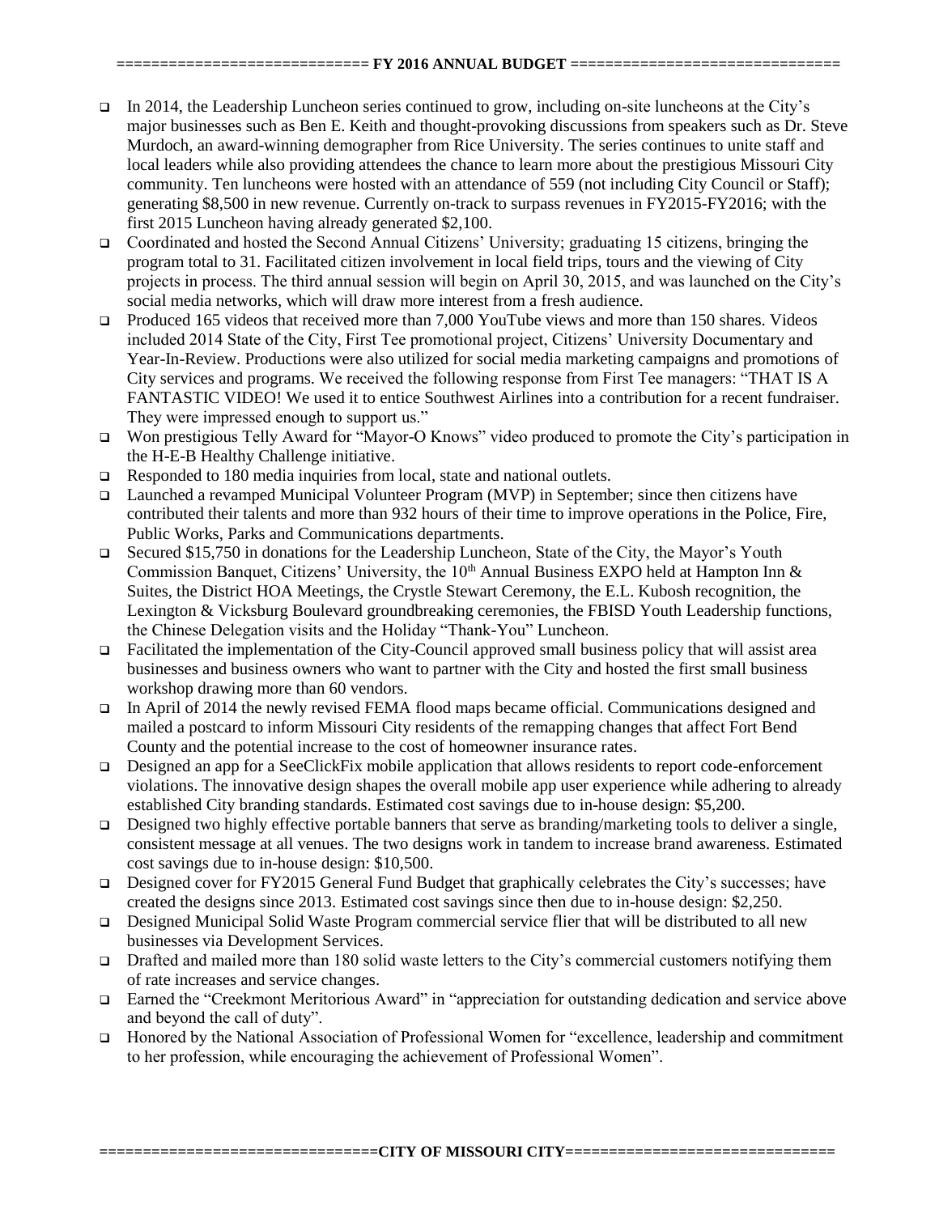- In 2014, the Leadership Luncheon series continued to grow, including on-site luncheons at the City's major businesses such as Ben E. Keith and thought-provoking discussions from speakers such as Dr. Steve Murdoch, an award-winning demographer from Rice University. The series continues to unite staff and local leaders while also providing attendees the chance to learn more about the prestigious Missouri City community. Ten luncheons were hosted with an attendance of 559 (not including City Council or Staff); generating $8,500 in new revenue. Currently on-track to surpass revenues in FY2015-FY2016; with the first 2015 Luncheon having already generated $2,100.
- Coordinated and hosted the Second Annual Citizens' University; graduating 15 citizens, bringing the program total to 31. Facilitated citizen involvement in local field trips, tours and the viewing of City projects in process. The third annual session will begin on April 30, 2015, and was launched on the City's social media networks, which will draw more interest from a fresh audience.
- Produced 165 videos that received more than 7,000 YouTube views and more than 150 shares. Videos included 2014 State of the City, First Tee promotional project, Citizens' University Documentary and Year-In-Review. Productions were also utilized for social media marketing campaigns and promotions of City services and programs. We received the following response from First Tee managers: "THAT IS A FANTASTIC VIDEO! We used it to entice Southwest Airlines into a contribution for a recent fundraiser. They were impressed enough to support us."
- Won prestigious Telly Award for "Mayor-O Knows" video produced to promote the City's participation in the H-E-B Healthy Challenge initiative.
- Responded to 180 media inquiries from local, state and national outlets.
- Launched a revamped Municipal Volunteer Program (MVP) in September; since then citizens have contributed their talents and more than 932 hours of their time to improve operations in the Police, Fire, Public Works, Parks and Communications departments.
- Secured $15,750 in donations for the Leadership Luncheon, State of the City, the Mayor's Youth Commission Banquet, Citizens' University, the 10th Annual Business EXPO held at Hampton Inn & Suites, the District HOA Meetings, the Crystle Stewart Ceremony, the E.L. Kubosh recognition, the Lexington & Vicksburg Boulevard groundbreaking ceremonies, the FBISD Youth Leadership functions, the Chinese Delegation visits and the Holiday "Thank-You" Luncheon.
- Facilitated the implementation of the City-Council approved small business policy that will assist area businesses and business owners who want to partner with the City and hosted the first small business workshop drawing more than 60 vendors.
- In April of 2014 the newly revised FEMA flood maps became official. Communications designed and mailed a postcard to inform Missouri City residents of the remapping changes that affect Fort Bend County and the potential increase to the cost of homeowner insurance rates.
- Designed an app for a SeeClickFix mobile application that allows residents to report code-enforcement violations. The innovative design shapes the overall mobile app user experience while adhering to already established City branding standards. Estimated cost savings due to in-house design: $5,200.
- Designed two highly effective portable banners that serve as branding/marketing tools to deliver a single, consistent message at all venues. The two designs work in tandem to increase brand awareness. Estimated cost savings due to in-house design: $10,500.
- Designed cover for FY2015 General Fund Budget that graphically celebrates the City's successes; have created the designs since 2013. Estimated cost savings since then due to in-house design: $2,250.
- Designed Municipal Solid Waste Program commercial service flier that will be distributed to all new businesses via Development Services.
- Drafted and mailed more than 180 solid waste letters to the City's commercial customers notifying them of rate increases and service changes.
- Earned the "Creekmont Meritorious Award" in "appreciation for outstanding dedication and service above and beyond the call of duty".
- Honored by the National Association of Professional Women for "excellence, leadership and commitment to her profession, while encouraging the achievement of Professional Women".